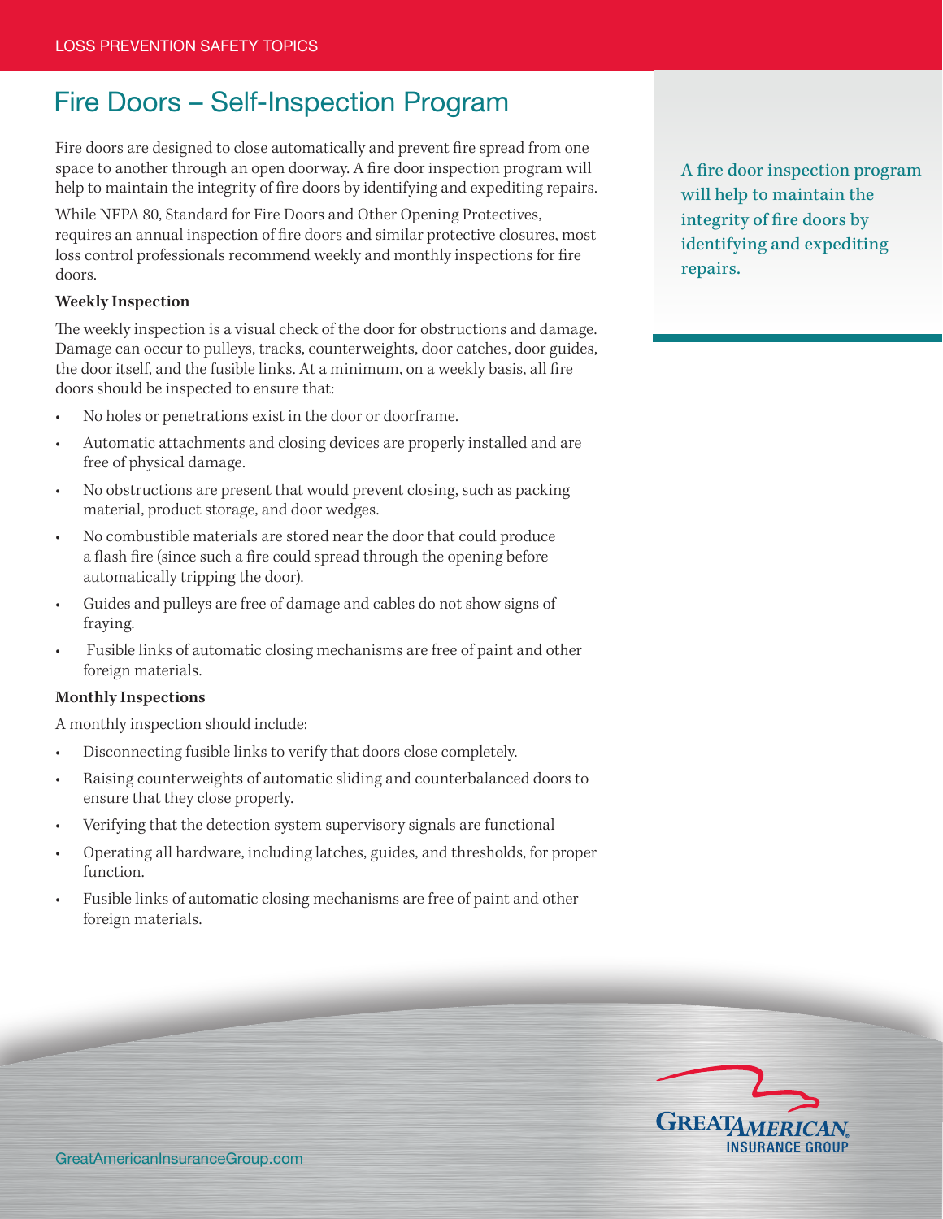LOSS PREVENTION SAFETY TOPICS

# Fire Doors – Self-Inspection Program

Fire doors are designed to close automatically and prevent fire spread from one space to another through an open doorway. A fire door inspection program will help to maintain the integrity of fire doors by identifying and expediting repairs.

While NFPA 80, Standard for Fire Doors and Other Opening Protectives, requires an annual inspection of fire doors and similar protective closures, most loss control professionals recommend weekly and monthly inspections for fire doors.

A fire door inspection program will help to maintain the integrity of fire doors by identifying and expediting repairs.

**Weekly Inspection**

The weekly inspection is a visual check of the door for obstructions and damage. Damage can occur to pulleys, tracks, counterweights, door catches, door guides, the door itself, and the fusible links. At a minimum, on a weekly basis, all fire doors should be inspected to ensure that:

- No holes or penetrations exist in the door or doorframe.
- Automatic attachments and closing devices are properly installed and are free of physical damage.
- No obstructions are present that would prevent closing, such as packing material, product storage, and door wedges.
- No combustible materials are stored near the door that could produce a flash fire (since such a fire could spread through the opening before automatically tripping the door).
- Guides and pulleys are free of damage and cables do not show signs of fraying.
- Fusible links of automatic closing mechanisms are free of paint and other foreign materials.

**Monthly Inspections**

A monthly inspection should include:

- Disconnecting fusible links to verify that doors close completely.
- Raising counterweights of automatic sliding and counterbalanced doors to ensure that they close properly.
- Verifying that the detection system supervisory signals are functional
- Operating all hardware, including latches, guides, and thresholds, for proper function.
- Fusible links of automatic closing mechanisms are free of paint and other foreign materials.

GreatAmericanInsuranceGroup.com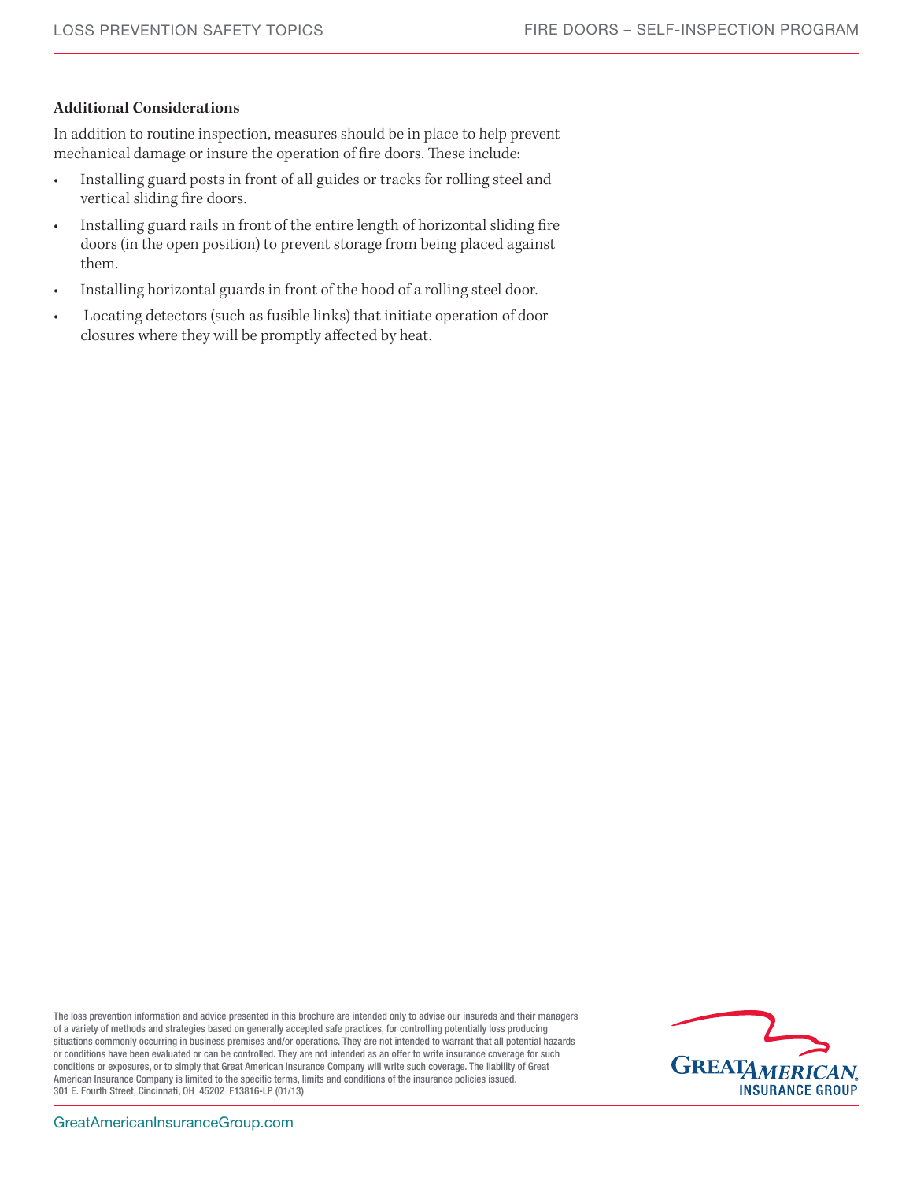**Additional Considerations**

In addition to routine inspection, measures should be in place to help prevent mechanical damage or insure the operation of fire doors. These include:

- Installing guard posts in front of all guides or tracks for rolling steel and vertical sliding fire doors.
- Installing guard rails in front of the entire length of horizontal sliding fire doors (in the open position) to prevent storage from being placed against them.
- Installing horizontal guards in front of the hood of a rolling steel door.
- Locating detectors (such as fusible links) that initiate operation of door closures where they will be promptly affected by heat.

The loss prevention information and advice presented in this brochure are intended only to advise our insureds and their managers of a variety of methods and strategies based on generally accepted safe practices, for controlling potentially loss producing situations commonly occurring in business premises and/or operations. They are not intended to warrant that all potential hazards or conditions have been evaluated or can be controlled. They are not intended as an offer to write insurance coverage for such conditions or exposures, or to simply that Great American Insurance Company will write such coverage. The liability of Great American Insurance Company is limited to the specific terms, limits and conditions of the insurance policies issued.
301 E. Fourth Street, Cincinnati, OH 45202 F13816-LP (01/13)

GreatAmerican Insurance Group

GreatAmericanInsuranceGroup.com